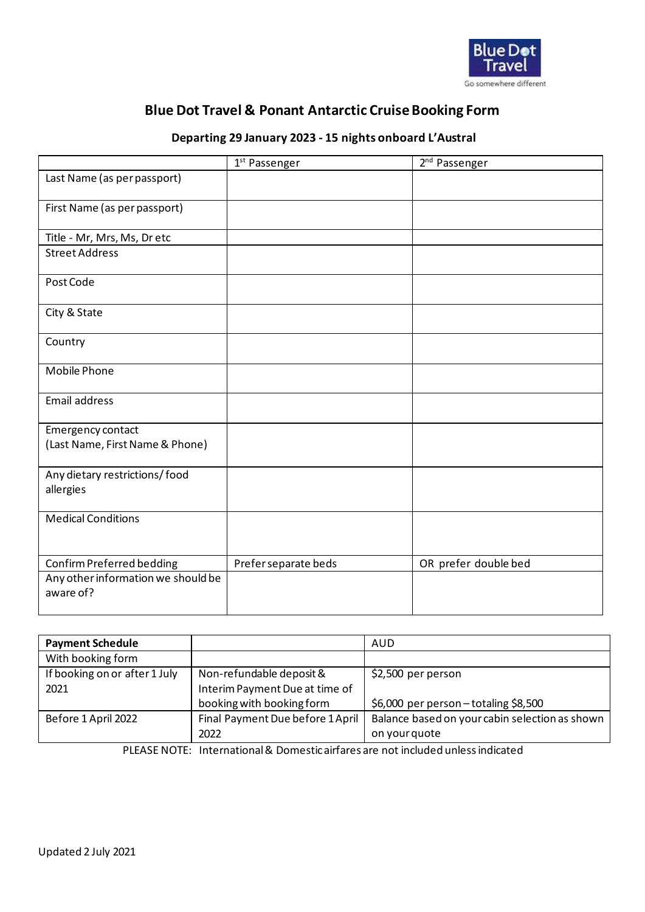# Blue Dot Travel & Ponant Antarctic Cruise Booking Form

## Departing 29 January 2023 - 15 nights onboard L'Austral

| | 1st Passenger | 2nd Passenger |
|---|---|---|
| Last Name (as per passport) | | |
| First Name (as per passport) | | |
| Title - Mr, Mrs, Ms, Dr etc | | |
| Street Address | | |
| Post Code | | |
| City & State | | |
| Country | | |
| Mobile Phone | | |
| Email address | | |
| Emergency contact (Last Name, First Name & Phone) | | |
| Any dietary restrictions/ food allergies | | |
| Medical Conditions | | |
| Confirm Preferred bedding | Prefer separate beds | OR prefer double bed |
| Any other information we should be aware of? | | |

| **Payment Schedule** | | AUD |
|---|---|---|
| With booking form | | |
| If booking on or after 1 July 2021 | Non-refundable deposit & Interim Payment Due at time of booking with booking form | $2,500 per person<br><br>$6,000 per person – totaling $8,500 |
| Before 1 April 2022 | Final Payment Due before 1 April 2022 | Balance based on your cabin selection as shown on your quote |

PLEASE NOTE: International & Domestic airfares are not included unless indicated

Updated 2 July 2021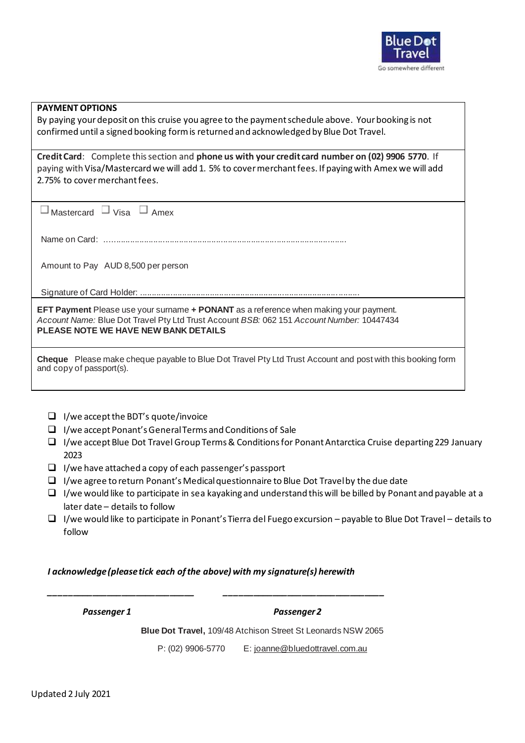**PAYMENT OPTIONS**

By paying your deposit on this cruise you agree to the payment schedule above. Your booking is not confirmed until a signed booking form is returned and acknowledged by Blue Dot Travel.

**Credit Card**: Complete this section and **phone us with your credit card number on (02) 9906 5770**. If paying with Visa/Mastercard we will add 1. 5% to cover merchant fees. If paying with Amex we will add 2.75% to cover merchant fees.

☐ Mastercard ☐ Visa ☐ Amex

Name on Card: ……………………………………………………………………………………

Amount to Pay AUD 8,500 per person

Signature of Card Holder: ……………………………………………………………………………

**EFT Payment** Please use your surname **+ PONANT** as a reference when making your payment.
*Account Name:* Blue Dot Travel Pty Ltd Trust Account *BSB:* 062 151 *Account Number:* 10447434
**PLEASE NOTE WE HAVE NEW BANK DETAILS**

**Cheque** Please make cheque payable to Blue Dot Travel Pty Ltd Trust Account and post with this booking form and copy of passport(s).

- ☐ I/we accept the BDT's quote/invoice
- ☐ I/we accept Ponant's General Terms and Conditions of Sale
- ☐ I/we accept Blue Dot Travel Group Terms & Conditions for Ponant Antarctica Cruise departing 229 January 2023
- ☐ I/we have attached a copy of each passenger's passport
- ☐ I/we agree to return Ponant's Medical questionnaire to Blue Dot Travel by the due date
- ☐ I/we would like to participate in sea kayaking and understand this will be billed by Ponant and payable at a later date – details to follow
- ☐ I/we would like to participate in Ponant's Tierra del Fuego excursion – payable to Blue Dot Travel – details to follow

***I acknowledge (please tick each of the above) with my signature(s) herewith***

______________________________ ______________________________

***Passenger 1*** ***Passenger 2***

**Blue Dot Travel,** 109/48 Atchison Street St Leonards NSW 2065

P: (02) 9906-5770 E: joanne@bluedottravel.com.au

Updated 2 July 2021